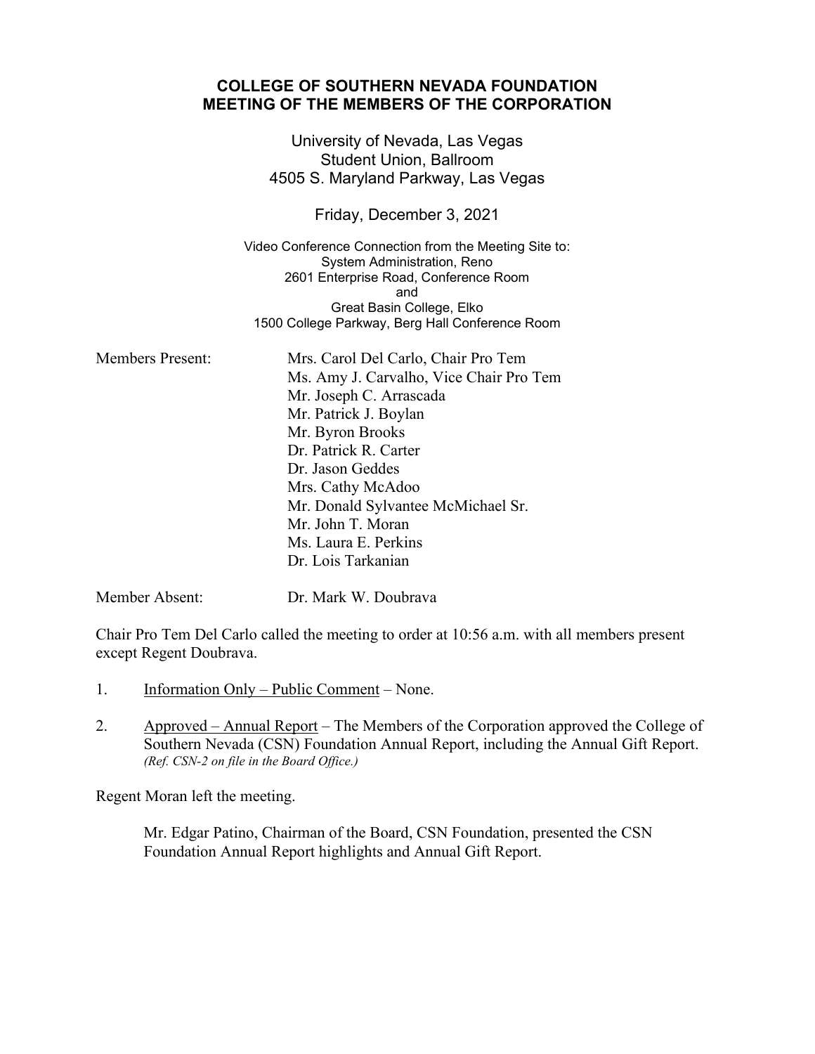# COLLEGE OF SOUTHERN NEVADA FOUNDATION
# MEETING OF THE MEMBERS OF THE CORPORATION

University of Nevada, Las Vegas
Student Union, Ballroom
4505 S. Maryland Parkway, Las Vegas

Friday, December 3, 2021

Video Conference Connection from the Meeting Site to:
System Administration, Reno
2601 Enterprise Road, Conference Room
and
Great Basin College, Elko
1500 College Parkway, Berg Hall Conference Room

Members Present:
- Mrs. Carol Del Carlo, Chair Pro Tem
- Ms. Amy J. Carvalho, Vice Chair Pro Tem
- Mr. Joseph C. Arrascada
- Mr. Patrick J. Boylan
- Mr. Byron Brooks
- Dr. Patrick R. Carter
- Dr. Jason Geddes
- Mrs. Cathy McAdoo
- Mr. Donald Sylvantee McMichael Sr.
- Mr. John T. Moran
- Ms. Laura E. Perkins
- Dr. Lois Tarkanian

Member Absent:
- Dr. Mark W. Doubrava

Chair Pro Tem Del Carlo called the meeting to order at 10:56 a.m. with all members present except Regent Doubrava.

1. Information Only – Public Comment – None.

2. Approved – Annual Report – The Members of the Corporation approved the College of Southern Nevada (CSN) Foundation Annual Report, including the Annual Gift Report. *(Ref. CSN-2 on file in the Board Office.)*

Regent Moran left the meeting.

> Mr. Edgar Patino, Chairman of the Board, CSN Foundation, presented the CSN Foundation Annual Report highlights and Annual Gift Report.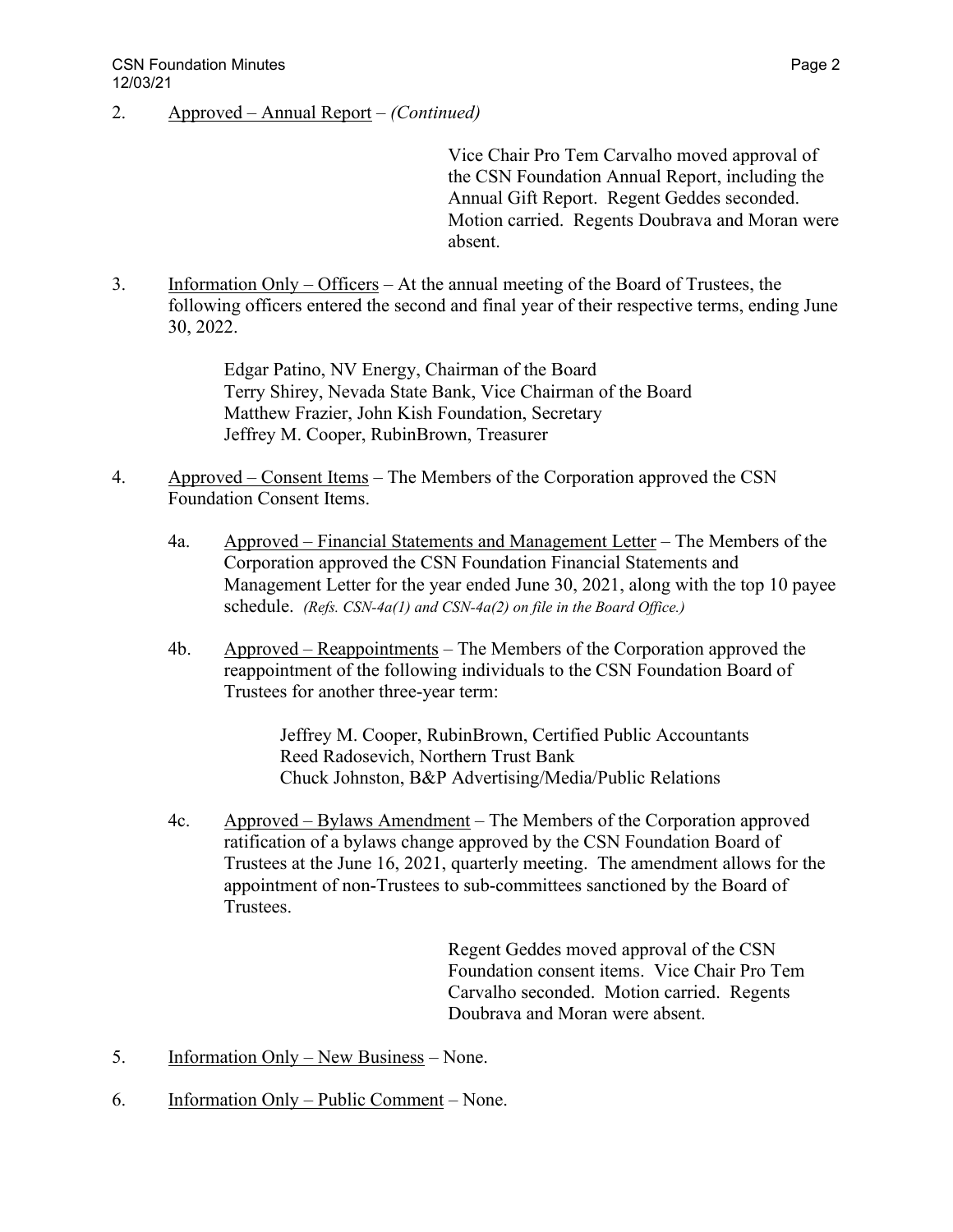2. <u>Approved – Annual Report</u> – *(Continued)*

> Vice Chair Pro Tem Carvalho moved approval of the CSN Foundation Annual Report, including the Annual Gift Report. Regent Geddes seconded. Motion carried. Regents Doubrava and Moran were absent.

3. <u>Information Only – Officers</u> – At the annual meeting of the Board of Trustees, the following officers entered the second and final year of their respective terms, ending June 30, 2022.

   Edgar Patino, NV Energy, Chairman of the Board
   Terry Shirey, Nevada State Bank, Vice Chairman of the Board
   Matthew Frazier, John Kish Foundation, Secretary
   Jeffrey M. Cooper, RubinBrown, Treasurer

4. <u>Approved – Consent Items</u> – The Members of the Corporation approved the CSN Foundation Consent Items.

   4a. <u>Approved – Financial Statements and Management Letter</u> – The Members of the Corporation approved the CSN Foundation Financial Statements and Management Letter for the year ended June 30, 2021, along with the top 10 payee schedule. *(Refs. CSN-4a(1) and CSN-4a(2) on file in the Board Office.)*

   4b. <u>Approved – Reappointments</u> – The Members of the Corporation approved the reappointment of the following individuals to the CSN Foundation Board of Trustees for another three-year term:

   Jeffrey M. Cooper, RubinBrown, Certified Public Accountants
   Reed Radosevich, Northern Trust Bank
   Chuck Johnston, B&P Advertising/Media/Public Relations

   4c. <u>Approved – Bylaws Amendment</u> – The Members of the Corporation approved ratification of a bylaws change approved by the CSN Foundation Board of Trustees at the June 16, 2021, quarterly meeting. The amendment allows for the appointment of non-Trustees to sub-committees sanctioned by the Board of Trustees.

> Regent Geddes moved approval of the CSN Foundation consent items. Vice Chair Pro Tem Carvalho seconded. Motion carried. Regents Doubrava and Moran were absent.

5. <u>Information Only – New Business</u> – None.

6. <u>Information Only – Public Comment</u> – None.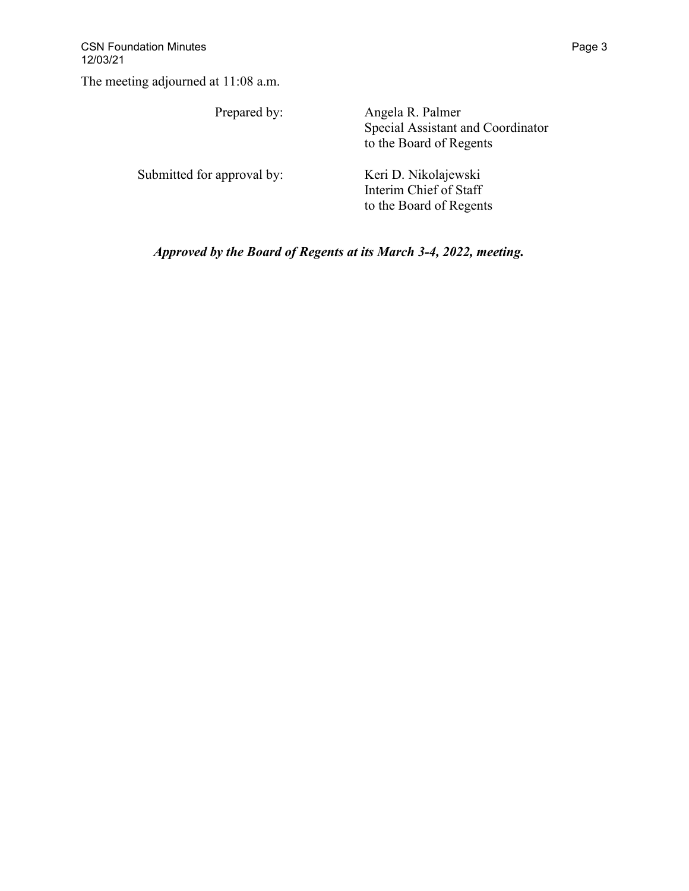The meeting adjourned at 11:08 a.m.

| | |
|---|---|
| Prepared by: | Angela R. Palmer<br>Special Assistant and Coordinator<br>to the Board of Regents |
| Submitted for approval by: | Keri D. Nikolajewski<br>Interim Chief of Staff<br>to the Board of Regents |

***Approved by the Board of Regents at its March 3-4, 2022, meeting.***